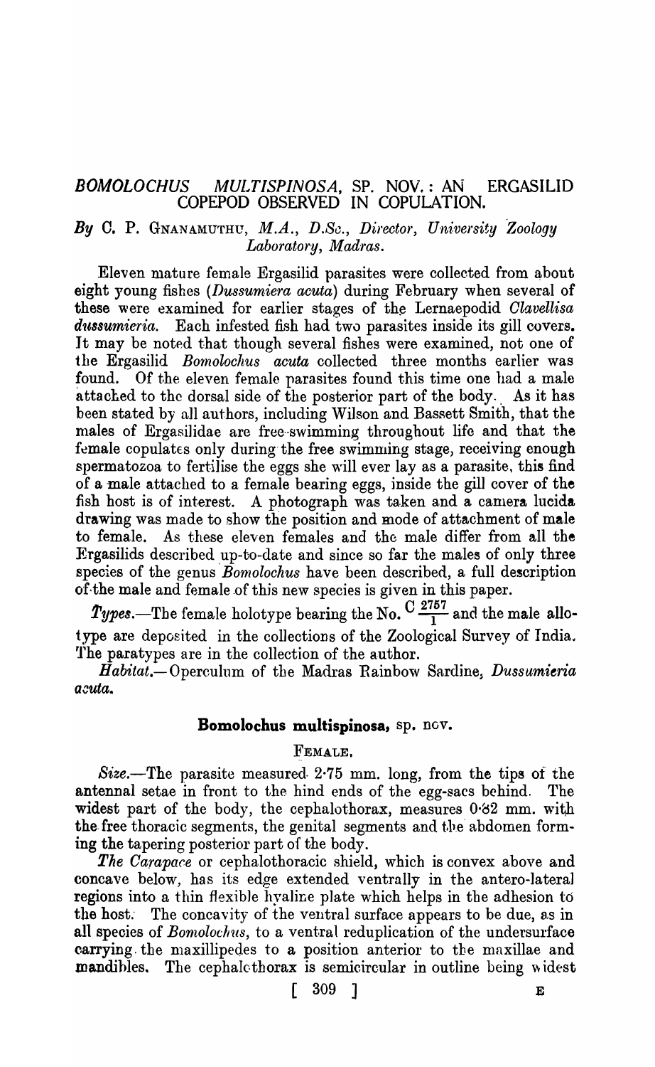# *BOMOLOCHUS MULTISPINOSA*, SP. NOV.: AN ERGASILID COPEPOD OBSERVED IN COPULATION.

*By* C. P. GNANAMUTHU, *M.A., D.Sc., Director, University Zoology Laboratory, Madras.*

Eleven mature female Ergasilid parasites were collected from about eight young fishes (*Dussumiera acuta*) during February when several of these were examined for earlier stages of the Lernaepodid *Clavellisa dussumieria*. Each infested fish had two parasites inside its gill covers. It may be noted that though several fishes were examined, not one of the Ergasilid *Bomolochus acuta* collected three months earlier was found. Of the eleven female parasites found this time one had a male attached to the dorsal side of the posterior part of the body. As it has been stated by all authors, including Wilson and Bassett Smith, that the males of Ergasilidae are free-swimming throughout life and that the female copulates only during the free swimming stage, receiving enough spermatozoa to fertilise the eggs she will ever lay as a parasite, this find of a male attached to a female bearing eggs, inside the gill cover of the fish host is of interest. A photograph was taken and a camera lucida drawing was made to show the position and mode of attachment of male to female. As these eleven females and the male differ from all the Ergasilids described up-to-date and since so far the males of only three species of the genus *Bomolochus* have been described, a full description of the male and female of this new species is given in this paper.

*Types.*—The female holotype bearing the No. $C\frac{2757}{1}$ and the male allotype are deposited in the collections of the Zoological Survey of India. The paratypes are in the collection of the author.

*Habitat.*—Operculum of the Madras Rainbow Sardine, *Dussumieria acuta.*

## Bomolochus multispinosa, sp. nov.

### FEMALE.

*Size.*—The parasite measured 2·75 mm. long, from the tips of the antennal setae in front to the hind ends of the egg-sacs behind. The widest part of the body, the cephalothorax, measures 0·82 mm. with the free thoracic segments, the genital segments and the abdomen forming the tapering posterior part of the body.

*The Carapace* or cephalothoracic shield, which is convex above and concave below, has its edge extended ventrally in the antero-lateral regions into a thin flexible hyaline plate which helps in the adhesion to the host. The concavity of the ventral surface appears to be due, as in all species of *Bomolochus*, to a ventral reduplication of the undersurface carrying the maxillipedes to a position anterior to the maxillae and mandibles. The cephalothorax is semicircular in outline being widest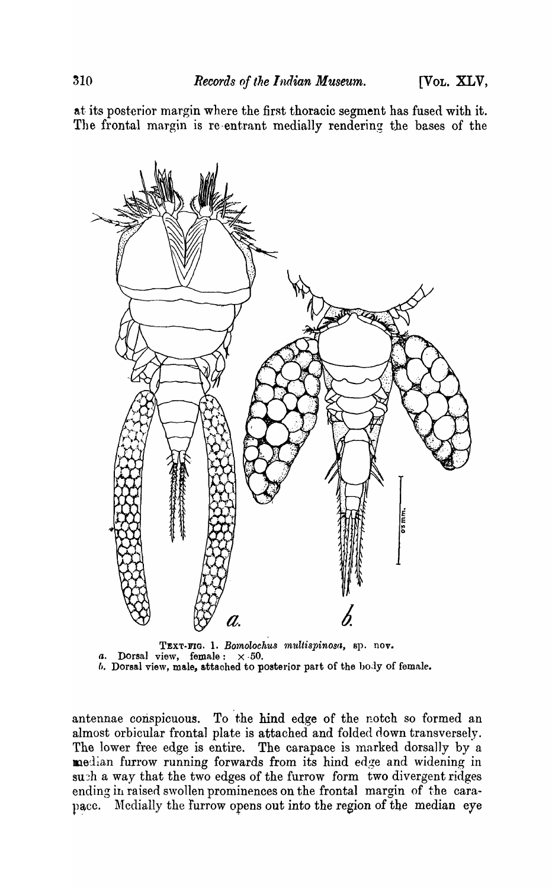at its posterior margin where the first thoracic segment has fused with it. The frontal margin is re-entrant medially rendering the bases of the

TEXT-FIG. 1. *Bomolochus multispinosa*, sp. nov.
a. Dorsal view, female : × 50.
b. Dorsal view, male, attached to posterior part of the body of female.

antennae conspicuous. To the hind edge of the notch so formed an almost orbicular frontal plate is attached and folded down transversely. The lower free edge is entire. The carapace is marked dorsally by a median furrow running forwards from its hind edge and widening in such a way that the two edges of the furrow form two divergent ridges ending in raised swollen prominences on the frontal margin of the carapace. Medially the furrow opens out into the region of the median eye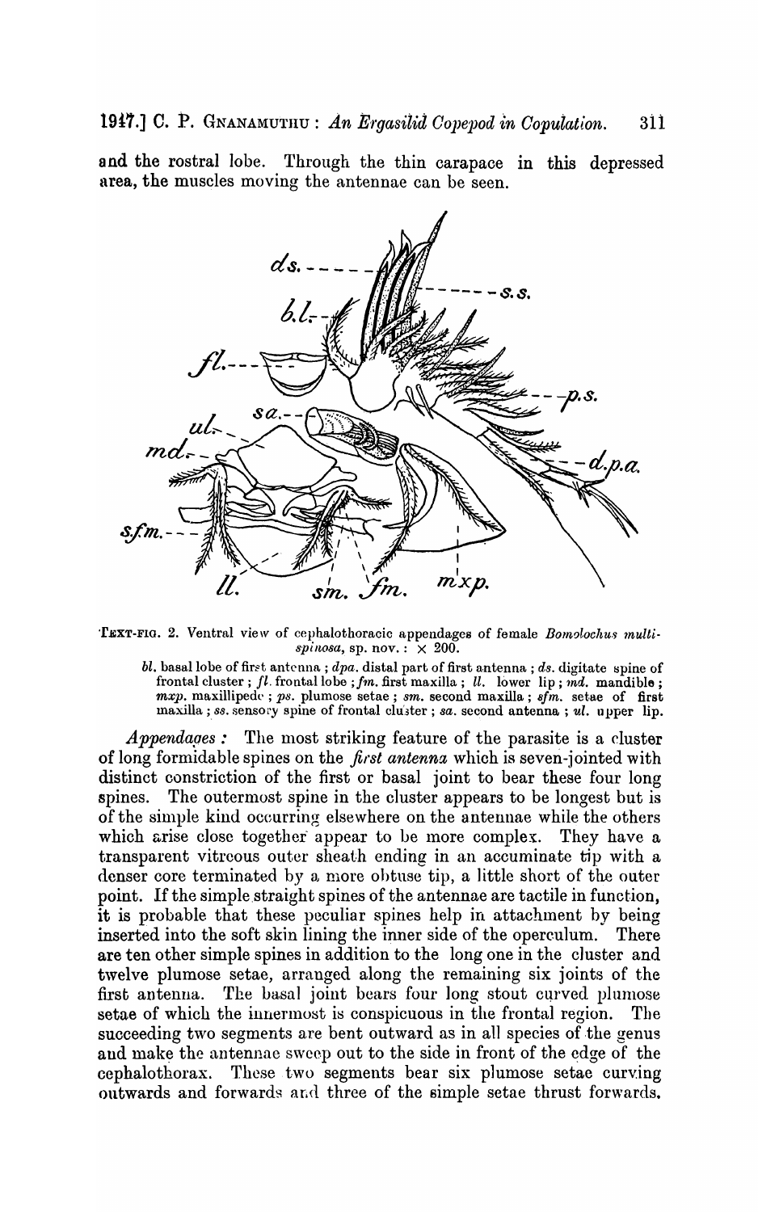and the rostral lobe. Through the thin carapace in this depressed area, the muscles moving the antennae can be seen.

TEXT-FIG. 2. Ventral view of cephalothoracic appendages of female *Bomolochus multispinosa*, sp. nov. : × 200.

*bl.* basal lobe of first antenna ; *dpa.* distal part of first antenna ; *ds.* digitate spine of frontal cluster ; *fl.* frontal lobe ; *fm.* first maxilla ; *ll.* lower lip ; *md.* mandible ; *mxp.* maxillipede ; *ps.* plumose setae ; *sm.* second maxilla ; *sfm.* setae of first maxilla ; *ss.* sensory spine of frontal cluster ; *sa.* second antenna ; *ul.* upper lip.

*Appendages :* The most striking feature of the parasite is a cluster of long formidable spines on the *first antenna* which is seven-jointed with distinct constriction of the first or basal joint to bear these four long spines. The outermost spine in the cluster appears to be longest but is of the simple kind occurring elsewhere on the antennae while the others which arise close together appear to be more complex. They have a transparent vitreous outer sheath ending in an accuminate tip with a denser core terminated by a more obtuse tip, a little short of the outer point. If the simple straight spines of the antennae are tactile in function, it is probable that these peculiar spines help in attachment by being inserted into the soft skin lining the inner side of the operculum. There are ten other simple spines in addition to the long one in the cluster and twelve plumose setae, arranged along the remaining six joints of the first antenna. The basal joint bears four long stout curved plumose setae of which the innermost is conspicuous in the frontal region. The succeeding two segments are bent outward as in all species of the genus and make the antennae sweep out to the side in front of the edge of the cephalothorax. These two segments bear six plumose setae curving outwards and forwards and three of the simple setae thrust forwards.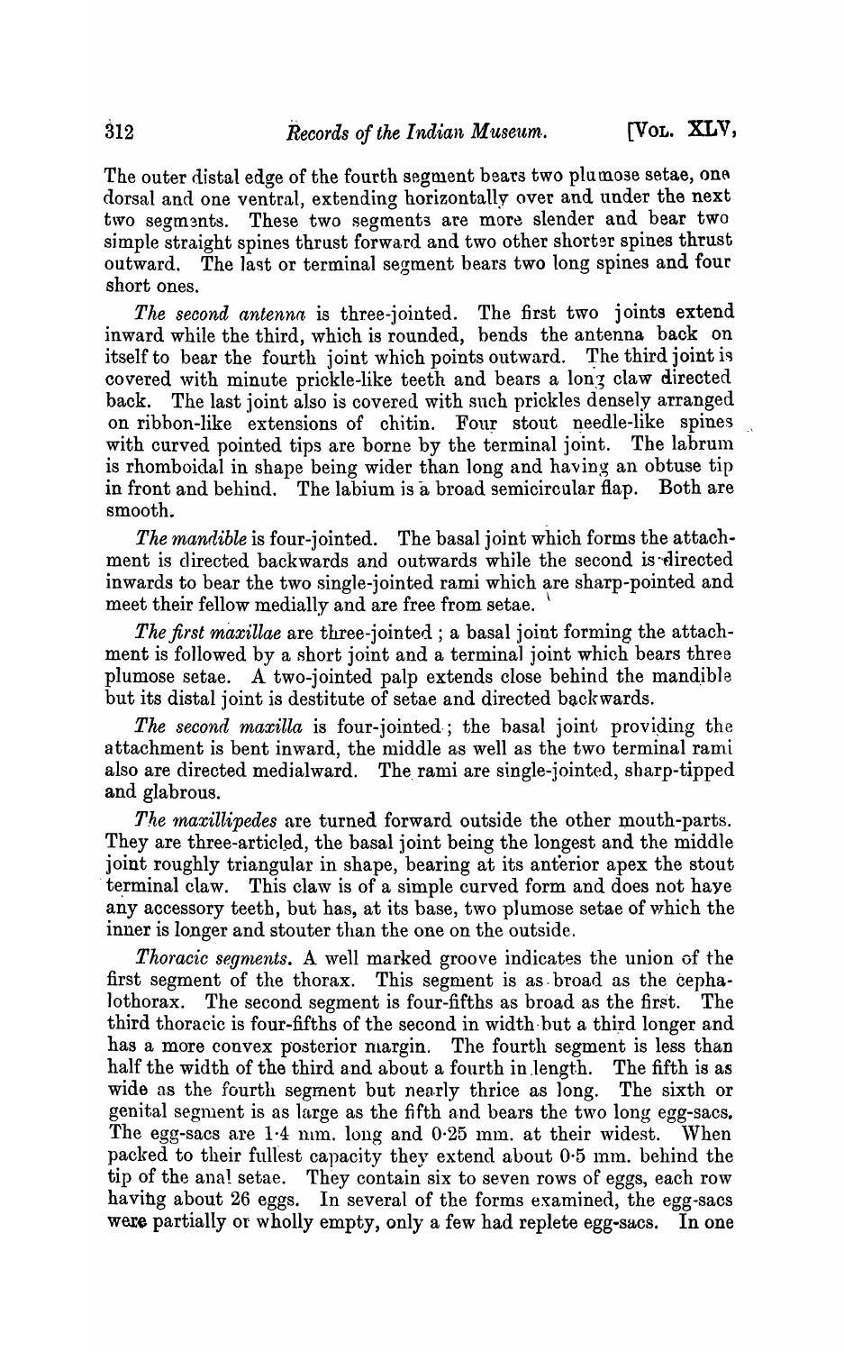The outer distal edge of the fourth segment bears two plumose setae, one dorsal and one ventral, extending horizontally over and under the next two segments. These two segments are more slender and bear two simple straight spines thrust forward and two other shorter spines thrust outward. The last or terminal segment bears two long spines and four short ones.

*The second antenna* is three-jointed. The first two joints extend inward while the third, which is rounded, bends the antenna back on itself to bear the fourth joint which points outward. The third joint is covered with minute prickle-like teeth and bears a long claw directed back. The last joint also is covered with such prickles densely arranged on ribbon-like extensions of chitin. Four stout needle-like spines with curved pointed tips are borne by the terminal joint. The labrum is rhomboidal in shape being wider than long and having an obtuse tip in front and behind. The labium is a broad semicircular flap. Both are smooth.

*The mandible* is four-jointed. The basal joint which forms the attachment is directed backwards and outwards while the second is directed inwards to bear the two single-jointed rami which are sharp-pointed and meet their fellow medially and are free from setae.

*The first maxillae* are three-jointed; a basal joint forming the attachment is followed by a short joint and a terminal joint which bears three plumose setae. A two-jointed palp extends close behind the mandible but its distal joint is destitute of setae and directed backwards.

*The second maxilla* is four-jointed; the basal joint providing the attachment is bent inward, the middle as well as the two terminal rami also are directed medialward. The rami are single-jointed, sharp-tipped and glabrous.

*The maxillipedes* are turned forward outside the other mouth-parts. They are three-articled, the basal joint being the longest and the middle joint roughly triangular in shape, bearing at its anterior apex the stout terminal claw. This claw is of a simple curved form and does not have any accessory teeth, but has, at its base, two plumose setae of which the inner is longer and stouter than the one on the outside.

*Thoracic segments.* A well marked groove indicates the union of the first segment of the thorax. This segment is as broad as the cephalothorax. The second segment is four-fifths as broad as the first. The third thoracic is four-fifths of the second in width but a third longer and has a more convex posterior margin. The fourth segment is less than half the width of the third and about a fourth in length. The fifth is as wide as the fourth segment but nearly thrice as long. The sixth or genital segment is as large as the fifth and bears the two long egg-sacs. The egg-sacs are 1·4 mm. long and 0·25 mm. at their widest. When packed to their fullest capacity they extend about 0·5 mm. behind the tip of the anal setae. They contain six to seven rows of eggs, each row having about 26 eggs. In several of the forms examined, the egg-sacs were partially or wholly empty, only a few had replete egg-sacs. In one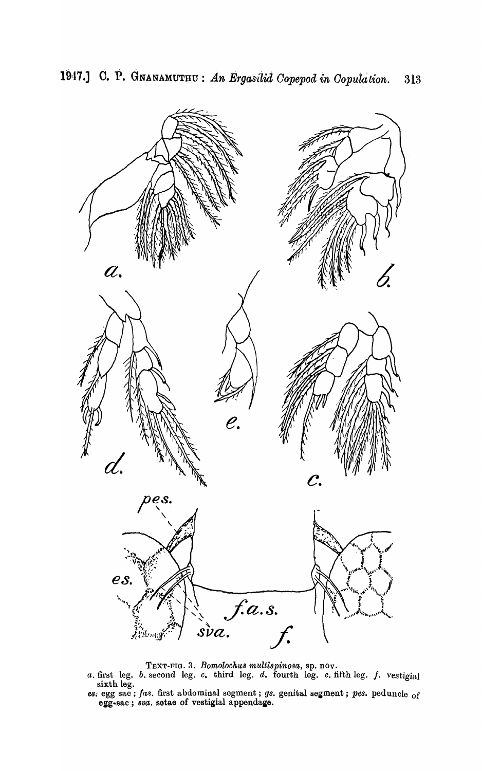TEXT-FIG. 3. *Bomolochus multispinosa*, sp. nov.

*a.* first leg. *b.* second leg. *c.* third leg. *d.* fourth leg. *e.* fifth leg. *f.* vestigial sixth leg.

*es.* egg sac; *fas.* first abdominal segment; *gs.* genital segment; *pes.* peduncle of egg-sac; *sva.* setae of vestigial appendage.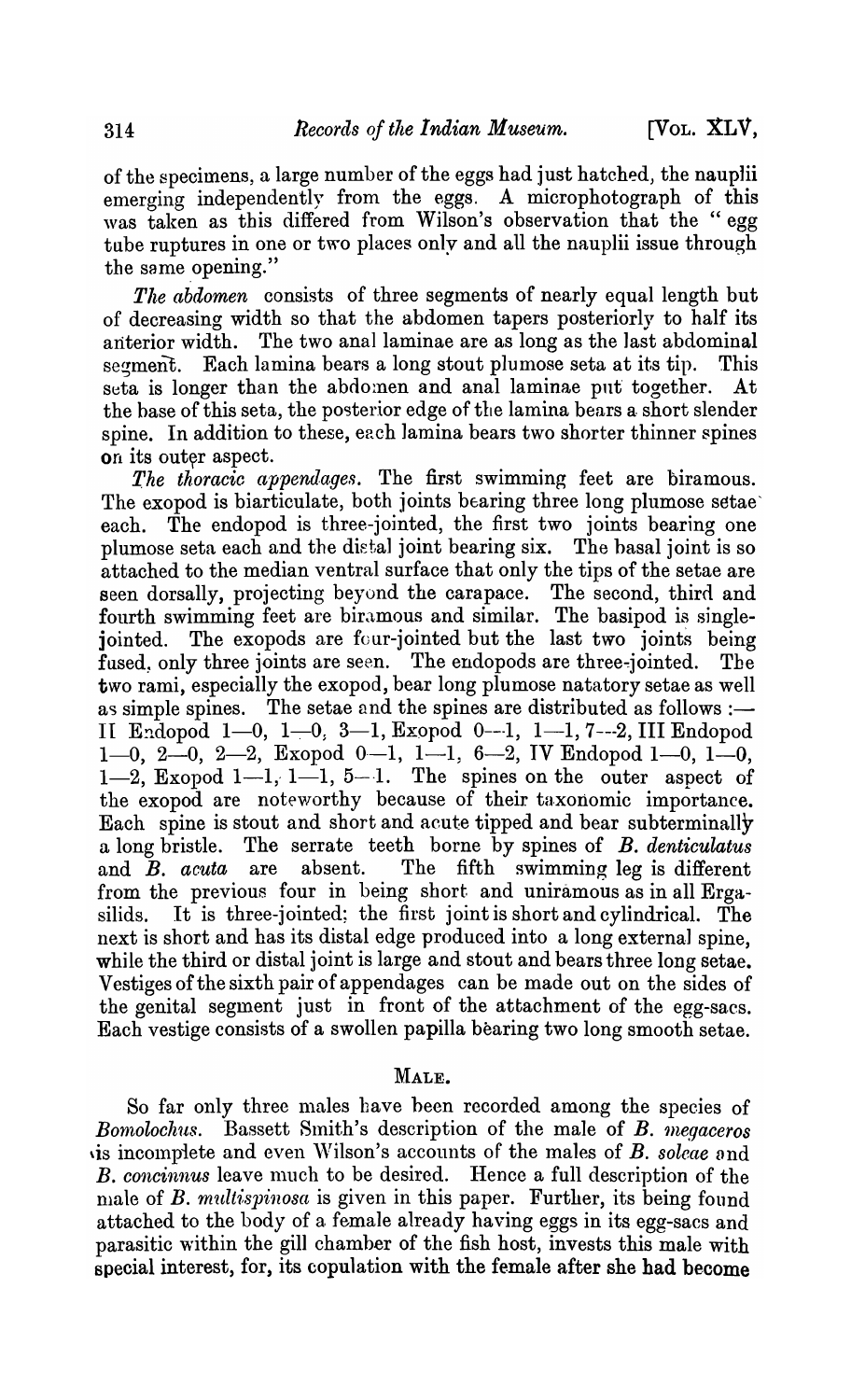of the specimens, a large number of the eggs had just hatched, the nauplii emerging independently from the eggs. A microphotograph of this was taken as this differed from Wilson's observation that the "egg tube ruptures in one or two places only and all the nauplii issue through the same opening."

*The abdomen* consists of three segments of nearly equal length but of decreasing width so that the abdomen tapers posteriorly to half its anterior width. The two anal laminae are as long as the last abdominal segment. Each lamina bears a long stout plumose seta at its tip. This seta is longer than the abdomen and anal laminae put together. At the base of this seta, the posterior edge of the lamina bears a short slender spine. In addition to these, each lamina bears two shorter thinner spines on its outer aspect.

*The thoracic appendages.* The first swimming feet are biramous. The exopod is biarticulate, both joints bearing three long plumose setae each. The endopod is three-jointed, the first two joints bearing one plumose seta each and the distal joint bearing six. The basal joint is so attached to the median ventral surface that only the tips of the setae are seen dorsally, projecting beyond the carapace. The second, third and fourth swimming feet are biramous and similar. The basipod is single-jointed. The exopods are four-jointed but the last two joints being fused, only three joints are seen. The endopods are three-jointed. The two rami, especially the exopod, bear long plumose natatory setae as well as simple spines. The setae and the spines are distributed as follows :— II Endopod 1—0, 1—0, 3—1, Exopod 0—1, 1—1, 7—2, III Endopod 1—0, 2—0, 2—2, Exopod 0—1, 1—1, 6—2, IV Endopod 1—0, 1—0, 1—2, Exopod 1—1, 1—1, 5—1. The spines on the outer aspect of the exopod are noteworthy because of their taxonomic importance. Each spine is stout and short and acute tipped and bear subterminally a long bristle. The serrate teeth borne by spines of *B. denticulatus* and *B. acuta* are absent. The fifth swimming leg is different from the previous four in being short and uniramous as in all Ergasilids. It is three-jointed; the first joint is short and cylindrical. The next is short and has its distal edge produced into a long external spine, while the third or distal joint is large and stout and bears three long setae. Vestiges of the sixth pair of appendages can be made out on the sides of the genital segment just in front of the attachment of the egg-sacs. Each vestige consists of a swollen papilla bearing two long smooth setae.

## MALE.

So far only three males have been recorded among the species of *Bomolochus*. Bassett Smith's description of the male of *B. megaceros* is incomplete and even Wilson's accounts of the males of *B. soleae* and *B. concinnus* leave much to be desired. Hence a full description of the male of *B. multispinosa* is given in this paper. Further, its being found attached to the body of a female already having eggs in its egg-sacs and parasitic within the gill chamber of the fish host, invests this male with special interest, for, its copulation with the female after she had become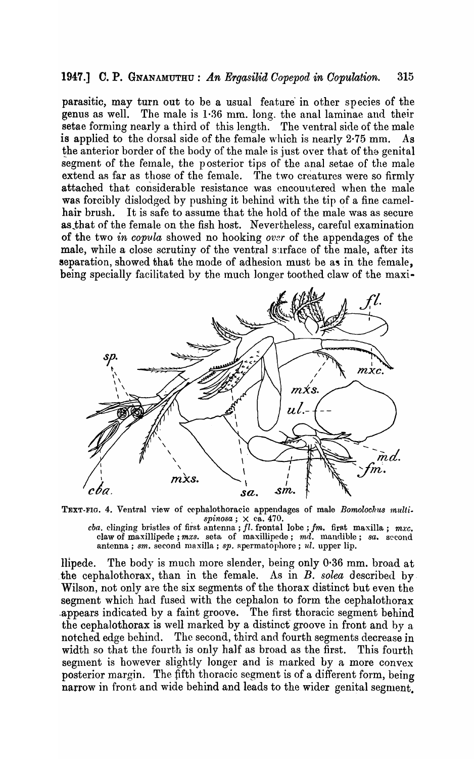parasitic, may turn out to be a usual feature in other species of the genus as well. The male is 1·36 mm. long, the anal laminae and their setae forming nearly a third of this length. The ventral side of the male is applied to the dorsal side of the female which is nearly 2·75 mm. As the anterior border of the body of the male is just over that of the genital segment of the female, the posterior tips of the anal setae of the male extend as far as those of the female. The two creatures were so firmly attached that considerable resistance was encountered when the male was forcibly dislodged by pushing it behind with the tip of a fine camel-hair brush. It is safe to assume that the hold of the male was as secure as that of the female on the fish host. Nevertheless, careful examination of the two *in copula* showed no hooking over of the appendages of the male, while a close scrutiny of the ventral surface of the male, after its separation, showed that the mode of adhesion must be as in the female, being specially facilitated by the much longer toothed claw of the maxillipede.

TEXT-FIG. 4. Ventral view of cephalothoracic appendages of male *Bomolochus multispinosa*; × ca. 470.
*cba.* clinging bristles of first antenna; *fl.* frontal lobe; *fm.* first maxilla; *mxc.* claw of maxillipede; *mxs.* seta of maxillipede; *md.* mandible; *sa.* second antenna; *sm.* second maxilla; *sp.* spermatophore; *ul.* upper lip.

The body is much more slender, being only 0·36 mm. broad at the cephalothorax, than in the female. As in *B. solea* described by Wilson, not only are the six segments of the thorax distinct but even the segment which had fused with the cephalon to form the cephalothorax appears indicated by a faint groove. The first thoracic segment behind the cephalothorax is well marked by a distinct groove in front and by a notched edge behind. The second, third and fourth segments decrease in width so that the fourth is only half as broad as the first. This fourth segment is however slightly longer and is marked by a more convex posterior margin. The fifth thoracic segment is of a different form, being narrow in front and wide behind and leads to the wider genital segment.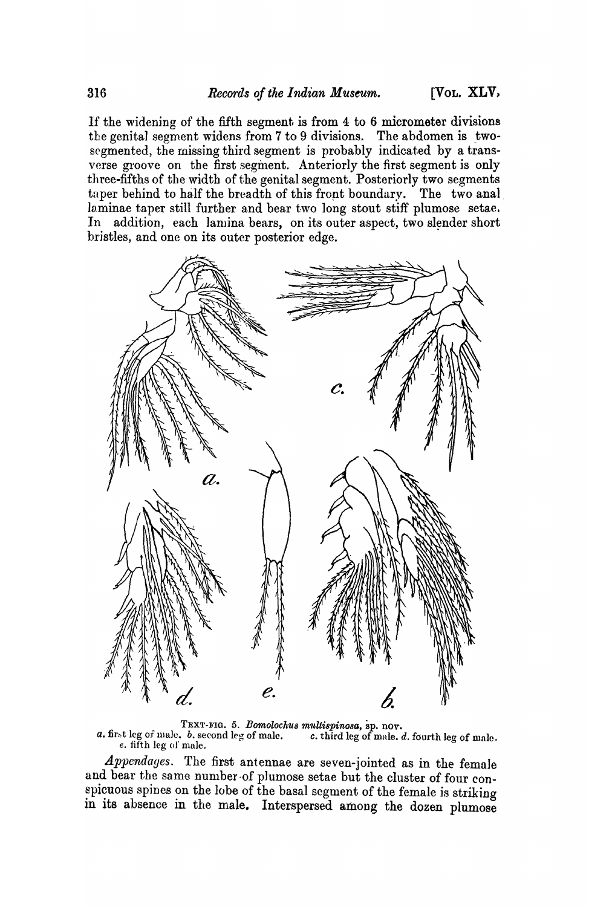If the widening of the fifth segment is from 4 to 6 micrometer divisions the genital segment widens from 7 to 9 divisions. The abdomen is two-segmented, the missing third segment is probably indicated by a transverse groove on the first segment. Anteriorly the first segment is only three-fifths of the width of the genital segment. Posteriorly two segments taper behind to half the breadth of this front boundary. The two anal laminae taper still further and bear two long stout stiff plumose setae. In addition, each lamina bears, on its outer aspect, two slender short bristles, and one on its outer posterior edge.

TEXT-FIG. 5. *Bomolochus multispinosa*, sp. nov.
*a.* first leg of male. *b.* second leg of male. *c.* third leg of male. *d.* fourth leg of male. *e.* fifth leg of male.

*Appendages*. The first antennae are seven-jointed as in the female and bear the same number of plumose setae but the cluster of four conspicuous spines on the lobe of the basal segment of the female is striking in its absence in the male. Interspersed among the dozen plumose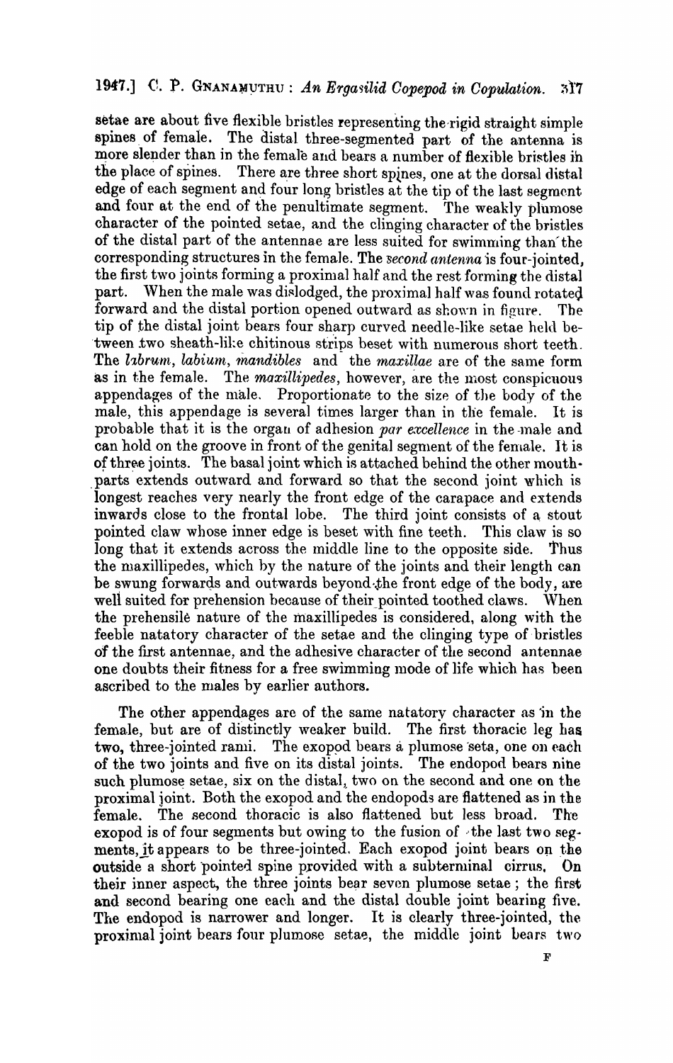setae are about five flexible bristles representing the rigid straight simple spines of female. The distal three-segmented part of the antenna is more slender than in the female and bears a number of flexible bristles in the place of spines. There are three short spines, one at the dorsal distal edge of each segment and four long bristles at the tip of the last segment and four at the end of the penultimate segment. The weakly plumose character of the pointed setae, and the clinging character of the bristles of the distal part of the antennae are less suited for swimming than the corresponding structures in the female. The *second antenna* is four-jointed, the first two joints forming a proximal half and the rest forming the distal part. When the male was dislodged, the proximal half was found rotated forward and the distal portion opened outward as shown in figure. The tip of the distal joint bears four sharp curved needle-like setae held between two sheath-like chitinous strips beset with numerous short teeth. The *labrum*, *labium*, *mandibles* and the *maxillae* are of the same form as in the female. The *maxillipedes*, however, are the most conspicuous appendages of the male. Proportionate to the size of the body of the male, this appendage is several times larger than in the female. It is probable that it is the organ of adhesion *par excellence* in the male and can hold on the groove in front of the genital segment of the female. It is of three joints. The basal joint which is attached behind the other mouthparts extends outward and forward so that the second joint which is longest reaches very nearly the front edge of the carapace and extends inwards close to the frontal lobe. The third joint consists of a stout pointed claw whose inner edge is beset with fine teeth. This claw is so long that it extends across the middle line to the opposite side. Thus the maxillipedes, which by the nature of the joints and their length can be swung forwards and outwards beyond the front edge of the body, are well suited for prehension because of their pointed toothed claws. When the prehensile nature of the maxillipedes is considered, along with the feeble natatory character of the setae and the clinging type of bristles of the first antennae, and the adhesive character of the second antennae one doubts their fitness for a free swimming mode of life which has been ascribed to the males by earlier authors.

The other appendages are of the same natatory character as in the female, but are of distinctly weaker build. The first thoracic leg has two, three-jointed rami. The exopod bears a plumose seta, one on each of the two joints and five on its distal joints. The endopod bears nine such plumose setae, six on the distal, two on the second and one on the proximal joint. Both the exopod and the endopods are flattened as in the female. The second thoracic is also flattened but less broad. The exopod is of four segments but owing to the fusion of the last two segments, it appears to be three-jointed. Each exopod joint bears on the outside a short pointed spine provided with a subterminal cirrus. On their inner aspect, the three joints bear seven plumose setae; the first and second bearing one each and the distal double joint bearing five. The endopod is narrower and longer. It is clearly three-jointed, the proximal joint bears four plumose setae, the middle joint bears two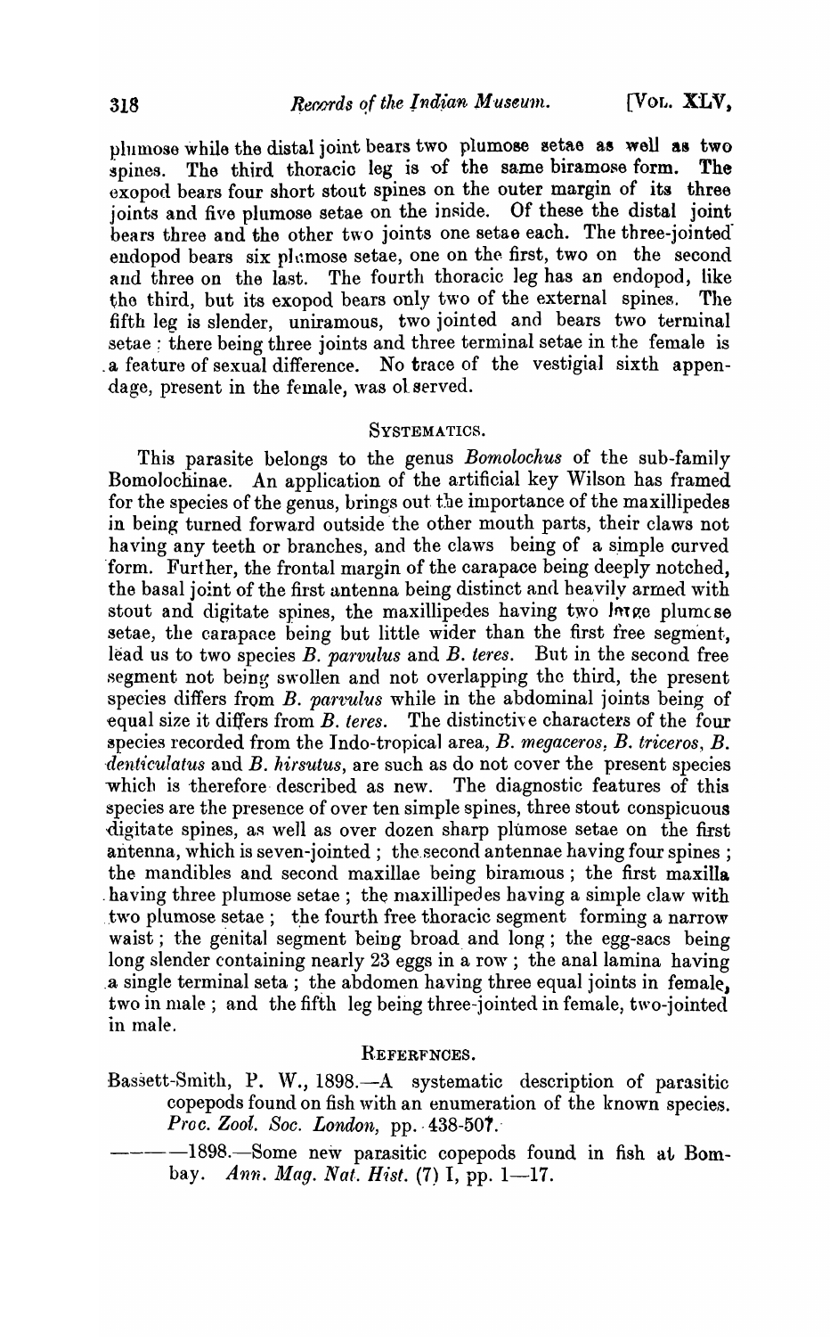plumose while the distal joint bears two plumose setae as well as two spines. The third thoracic leg is of the same biramose form. The exopod bears four short stout spines on the outer margin of its three joints and five plumose setae on the inside. Of these the distal joint bears three and the other two joints one setae each. The three-jointed endopod bears six plumose setae, one on the first, two on the second and three on the last. The fourth thoracic leg has an endopod, like the third, but its exopod bears only two of the external spines. The fifth leg is slender, uniramous, two jointed and bears two terminal setae ; there being three joints and three terminal setae in the female is a feature of sexual difference. No trace of the vestigial sixth appendage, present in the female, was observed.

## SYSTEMATICS.

This parasite belongs to the genus *Bomolochus* of the sub-family Bomolochinae. An application of the artificial key Wilson has framed for the species of the genus, brings out the importance of the maxillipedes in being turned forward outside the other mouth parts, their claws not having any teeth or branches, and the claws being of a simple curved form. Further, the frontal margin of the carapace being deeply notched, the basal joint of the first antenna being distinct and heavily armed with stout and digitate spines, the maxillipedes having two large plumose setae, the carapace being but little wider than the first free segment, lead us to two species *B. parvulus* and *B. teres*. But in the second free segment not being swollen and not overlapping the third, the present species differs from *B. parvulus* while in the abdominal joints being of equal size it differs from *B. teres*. The distinctive characters of the four species recorded from the Indo-tropical area, *B. megaceros*, *B. triceros*, *B. denticulatus* and *B. hirsutus*, are such as do not cover the present species which is therefore described as new. The diagnostic features of this species are the presence of over ten simple spines, three stout conspicuous digitate spines, as well as over dozen sharp plumose setae on the first antenna, which is seven-jointed ; the second antennae having four spines ; the mandibles and second maxillae being biramous ; the first maxilla having three plumose setae ; the maxillipedes having a simple claw with two plumose setae ; the fourth free thoracic segment forming a narrow waist ; the genital segment being broad and long ; the egg-sacs being long slender containing nearly 23 eggs in a row ; the anal lamina having a single terminal seta ; the abdomen having three equal joints in female, two in male ; and the fifth leg being three-jointed in female, two-jointed in male.

## REFERENCES.

Bassett-Smith, P. W., 1898.—A systematic description of parasitic copepods found on fish with an enumeration of the known species. *Proc. Zool. Soc. London*, pp. 438-507.

————1898.—Some new parasitic copepods found in fish at Bombay. *Ann. Mag. Nat. Hist.* (7) I, pp. 1—17.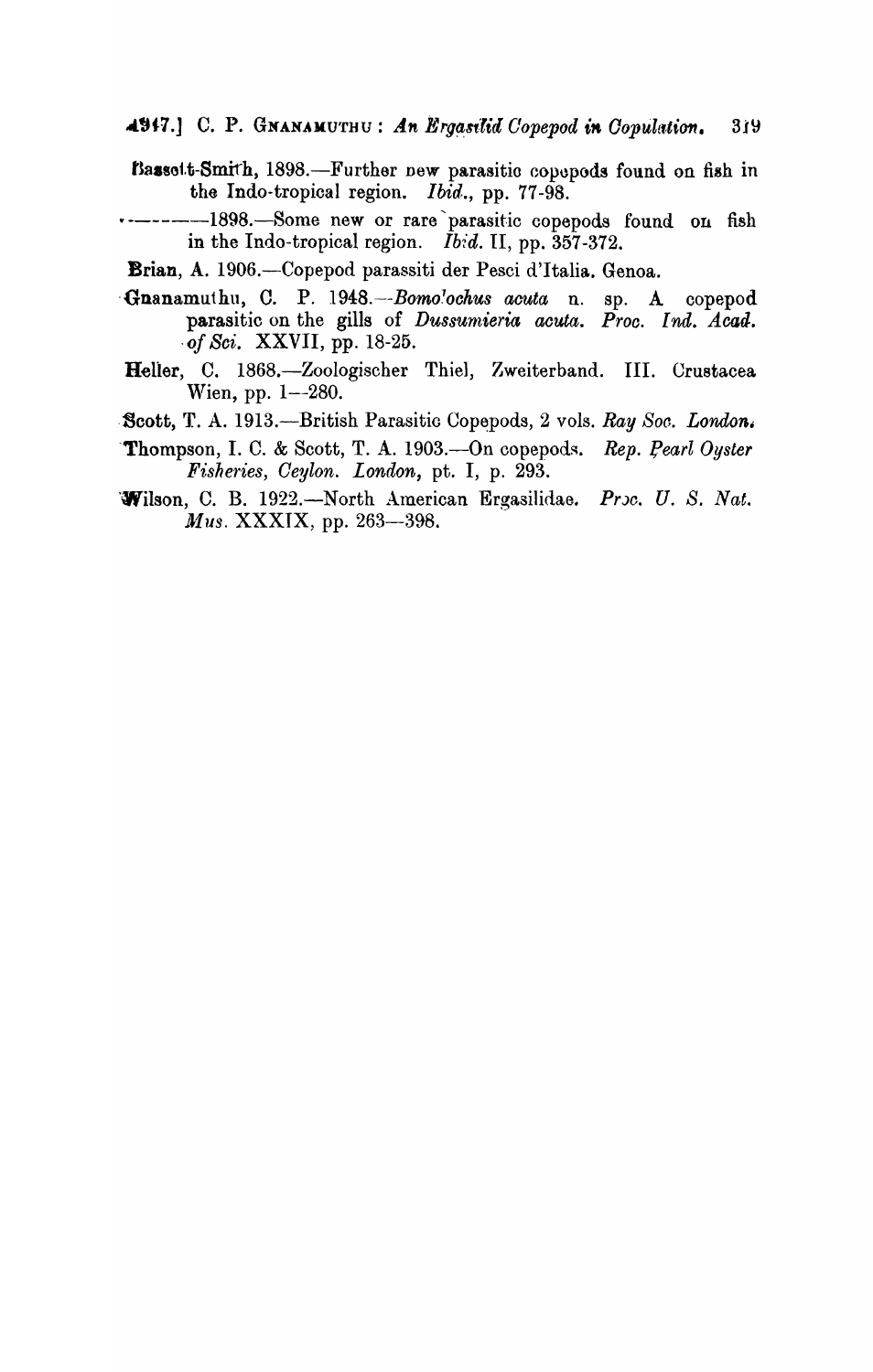Bassett-Smith, 1898.—Further new parasitic copepods found on fish in the Indo-tropical region. *Ibid.*, pp. 77-98.

————1898.—Some new or rare parasitic copepods found on fish in the Indo-tropical region. *Ibid.* II, pp. 357-372.

**Brian**, A. 1906.—Copepod parassiti der Pesci d'Italia. Genoa.

**Gnanamuthu**, C. P. 1948.—*Bomolochus acuta* n. sp. A copepod parasitic on the gills of *Dussumieria acuta*. *Proc. Ind. Acad. of Sci.* XXVII, pp. 18-25.

**Heller**, C. 1868.—Zoologischer Thiel, Zweiterband. III. Crustacea Wien, pp. 1--280.

**Scott**, T. A. 1913.—British Parasitic Copepods, 2 vols. *Ray Soc. London.*

**Thompson**, I. C. & Scott, T. A. 1903.—On copepods. *Rep. Pearl Oyster Fisheries, Ceylon. London*, pt. I, p. 293.

**Wilson**, C. B. 1922.—North American Ergasilidae. *Proc. U. S. Nat. Mus.* XXXIX, pp. 263—398.